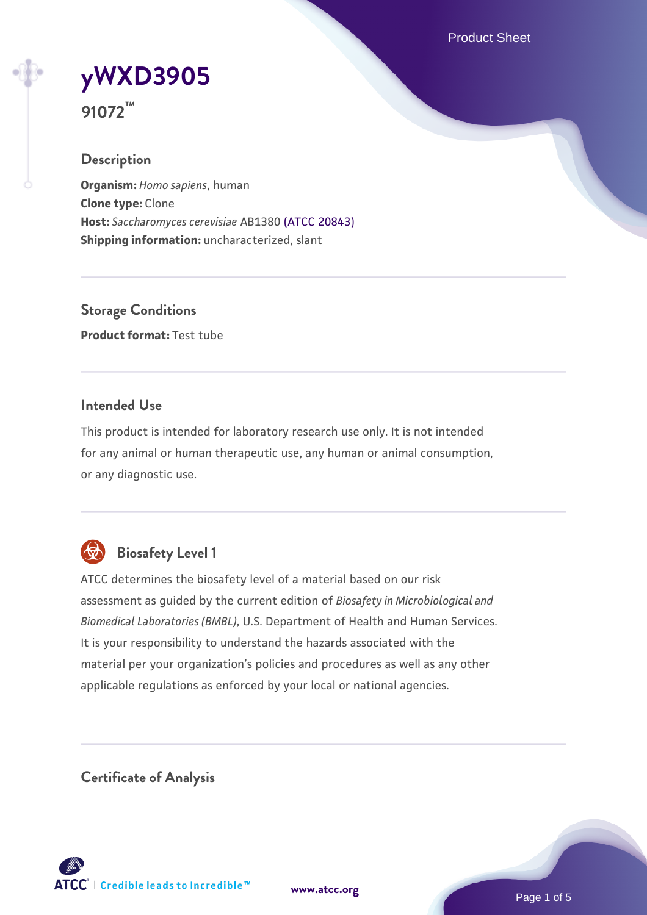# yWXD3905

**91072™**

## Description

**Organism:** *Homo sapiens*, human
**Clone type:** Clone
**Host:** *Saccharomyces cerevisiae* AB1380 (ATCC 20843)
**Shipping information:** uncharacterized, slant

## Storage Conditions

**Product format:** Test tube

## Intended Use

This product is intended for laboratory research use only. It is not intended for any animal or human therapeutic use, any human or animal consumption, or any diagnostic use.

## Biosafety Level 1

ATCC determines the biosafety level of a material based on our risk assessment as guided by the current edition of *Biosafety in Microbiological and Biomedical Laboratories (BMBL)*, U.S. Department of Health and Human Services. It is your responsibility to understand the hazards associated with the material per your organization's policies and procedures as well as any other applicable regulations as enforced by your local or national agencies.

## Certificate of Analysis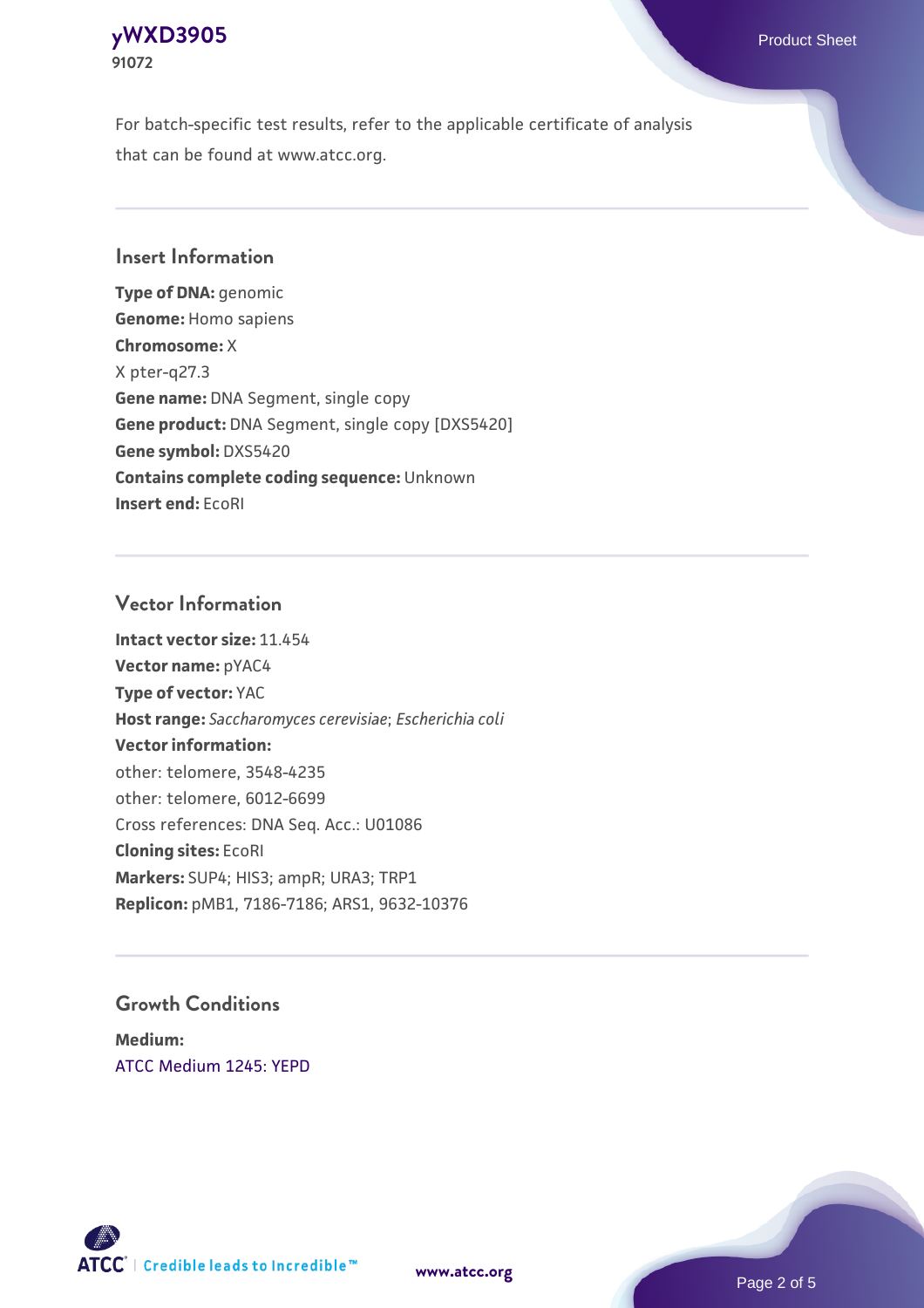For batch-specific test results, refer to the applicable certificate of analysis that can be found at www.atcc.org.

## Insert Information

**Type of DNA:** genomic
**Genome:** Homo sapiens
**Chromosome:** X
X pter-q27.3
**Gene name:** DNA Segment, single copy
**Gene product:** DNA Segment, single copy [DXS5420]
**Gene symbol:** DXS5420
**Contains complete coding sequence:** Unknown
**Insert end:** EcoRI

## Vector Information

**Intact vector size:** 11.454
**Vector name:** pYAC4
**Type of vector:** YAC
**Host range:** *Saccharomyces cerevisiae*; *Escherichia coli*
**Vector information:**
other: telomere, 3548-4235
other: telomere, 6012-6699
Cross references: DNA Seq. Acc.: U01086
**Cloning sites:** EcoRI
**Markers:** SUP4; HIS3; ampR; URA3; TRP1
**Replicon:** pMB1, 7186-7186; ARS1, 9632-10376

## Growth Conditions

**Medium:**
ATCC Medium 1245: YEPD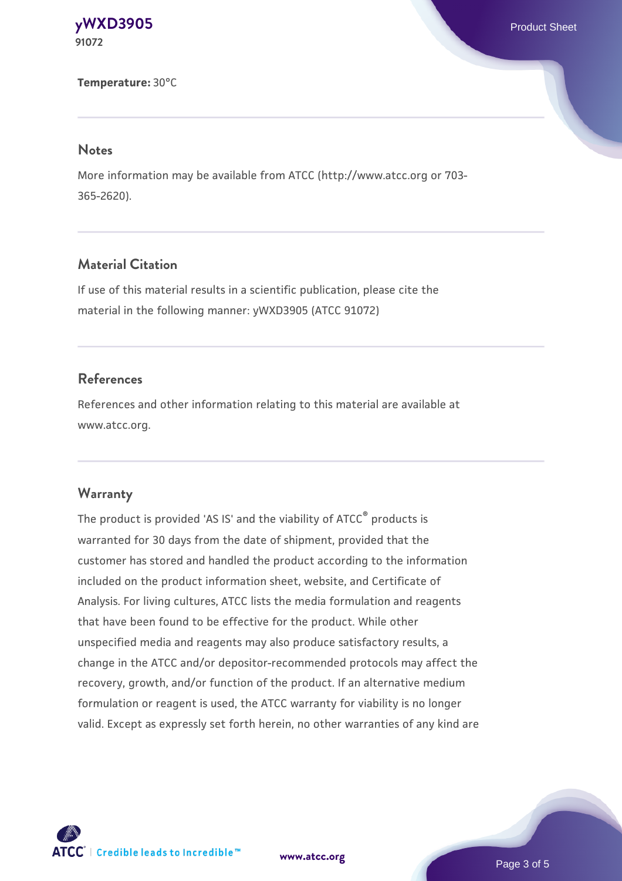**Temperature:** 30°C

## Notes

More information may be available from ATCC (http://www.atcc.org or 703-365-2620).

## Material Citation

If use of this material results in a scientific publication, please cite the material in the following manner: yWXD3905 (ATCC 91072)

## References

References and other information relating to this material are available at www.atcc.org.

## Warranty

The product is provided 'AS IS' and the viability of ATCC® products is warranted for 30 days from the date of shipment, provided that the customer has stored and handled the product according to the information included on the product information sheet, website, and Certificate of Analysis. For living cultures, ATCC lists the media formulation and reagents that have been found to be effective for the product. While other unspecified media and reagents may also produce satisfactory results, a change in the ATCC and/or depositor-recommended protocols may affect the recovery, growth, and/or function of the product. If an alternative medium formulation or reagent is used, the ATCC warranty for viability is no longer valid. Except as expressly set forth herein, no other warranties of any kind are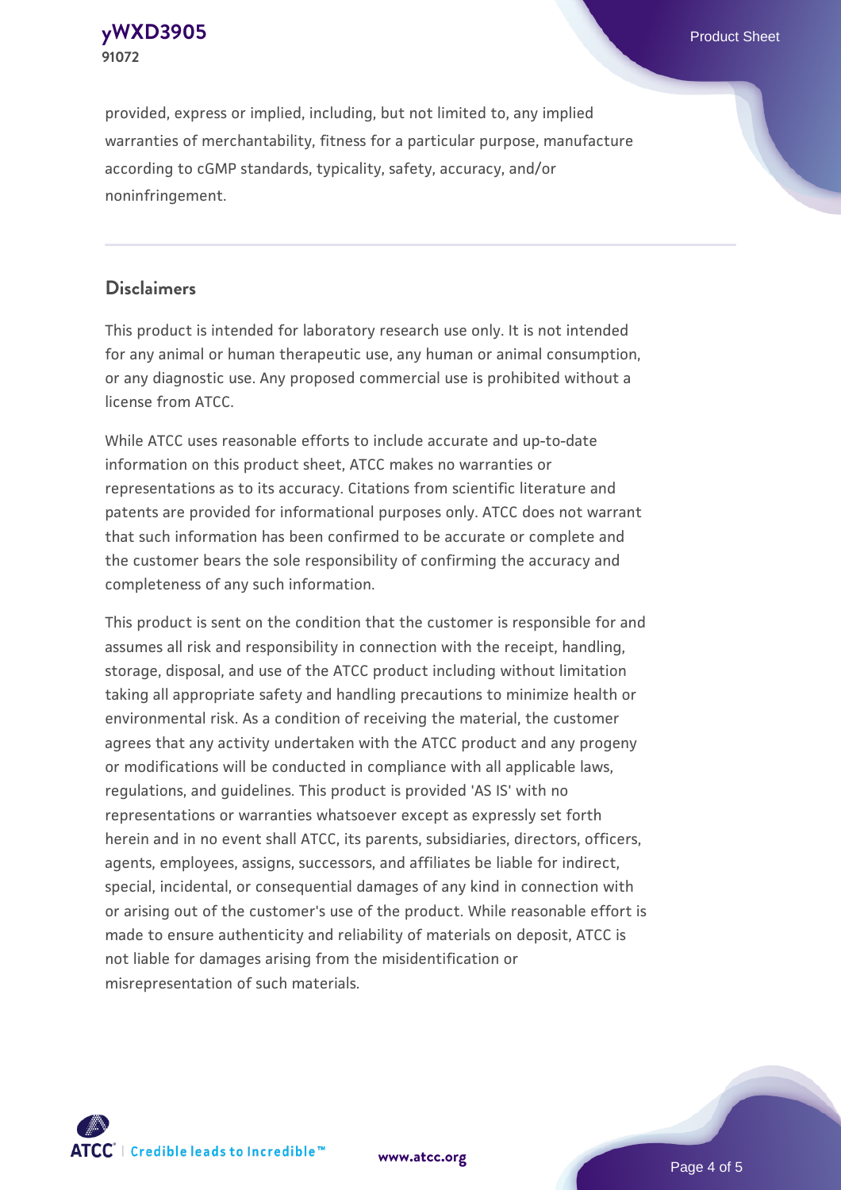provided, express or implied, including, but not limited to, any implied warranties of merchantability, fitness for a particular purpose, manufacture according to cGMP standards, typicality, safety, accuracy, and/or noninfringement.

## Disclaimers

This product is intended for laboratory research use only. It is not intended for any animal or human therapeutic use, any human or animal consumption, or any diagnostic use. Any proposed commercial use is prohibited without a license from ATCC.

While ATCC uses reasonable efforts to include accurate and up-to-date information on this product sheet, ATCC makes no warranties or representations as to its accuracy. Citations from scientific literature and patents are provided for informational purposes only. ATCC does not warrant that such information has been confirmed to be accurate or complete and the customer bears the sole responsibility of confirming the accuracy and completeness of any such information.

This product is sent on the condition that the customer is responsible for and assumes all risk and responsibility in connection with the receipt, handling, storage, disposal, and use of the ATCC product including without limitation taking all appropriate safety and handling precautions to minimize health or environmental risk. As a condition of receiving the material, the customer agrees that any activity undertaken with the ATCC product and any progeny or modifications will be conducted in compliance with all applicable laws, regulations, and guidelines. This product is provided 'AS IS' with no representations or warranties whatsoever except as expressly set forth herein and in no event shall ATCC, its parents, subsidiaries, directors, officers, agents, employees, assigns, successors, and affiliates be liable for indirect, special, incidental, or consequential damages of any kind in connection with or arising out of the customer's use of the product. While reasonable effort is made to ensure authenticity and reliability of materials on deposit, ATCC is not liable for damages arising from the misidentification or misrepresentation of such materials.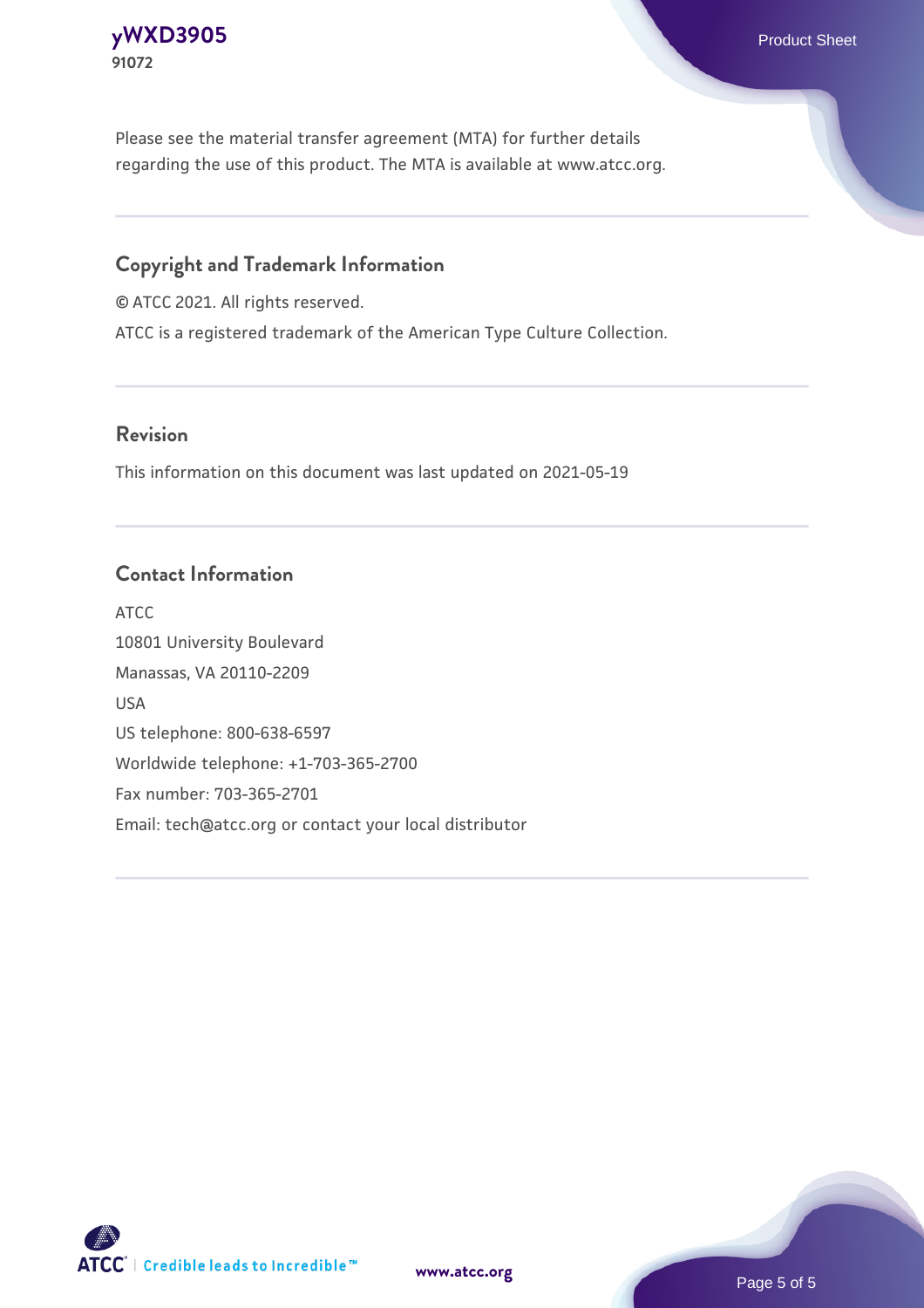Please see the material transfer agreement (MTA) for further details regarding the use of this product. The MTA is available at www.atcc.org.

## Copyright and Trademark Information

© ATCC 2021. All rights reserved.

ATCC is a registered trademark of the American Type Culture Collection.

## Revision

This information on this document was last updated on 2021-05-19

## Contact Information

ATCC
10801 University Boulevard
Manassas, VA 20110-2209
USA
US telephone: 800-638-6597
Worldwide telephone: +1-703-365-2700
Fax number: 703-365-2701
Email: tech@atcc.org or contact your local distributor